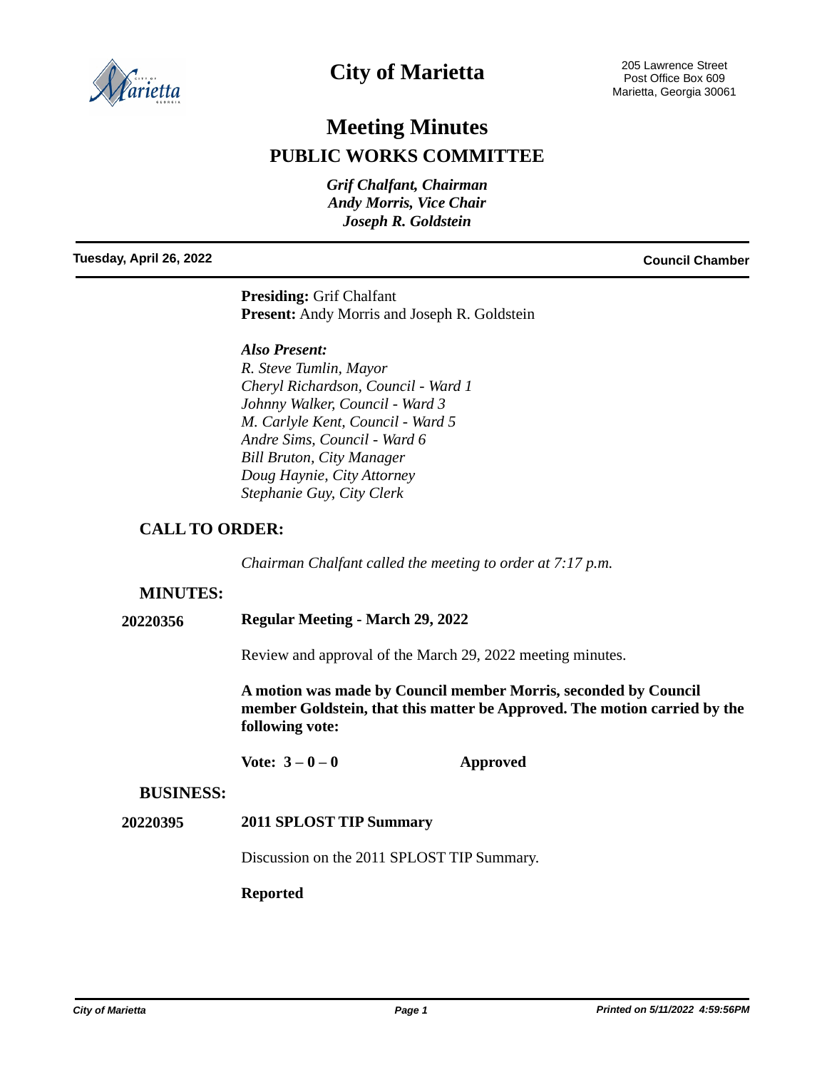# City of Marietta

205 Lawrence Street
Post Office Box 609
Marietta, Georgia 30061

# Meeting Minutes

## PUBLIC WORKS COMMITTEE

*Grif Chalfant, Chairman*
*Andy Morris, Vice Chair*
*Joseph R. Goldstein*

**Tuesday, April 26, 2022** — **Council Chamber**

**Presiding:** Grif Chalfant
**Present:** Andy Morris and Joseph R. Goldstein

***Also Present:***
*R. Steve Tumlin, Mayor*
*Cheryl Richardson, Council - Ward 1*
*Johnny Walker, Council - Ward 3*
*M. Carlyle Kent, Council - Ward 5*
*Andre Sims, Council - Ward 6*
*Bill Bruton, City Manager*
*Doug Haynie, City Attorney*
*Stephanie Guy, City Clerk*

## CALL TO ORDER:

*Chairman Chalfant called the meeting to order at 7:17 p.m.*

## MINUTES:

**20220356** **Regular Meeting - March 29, 2022**

Review and approval of the March 29, 2022 meeting minutes.

**A motion was made by Council member Morris, seconded by Council member Goldstein, that this matter be Approved. The motion carried by the following vote:**

**Vote: 3 – 0 – 0** **Approved**

## BUSINESS:

**20220395** **2011 SPLOST TIP Summary**

Discussion on the 2011 SPLOST TIP Summary.

**Reported**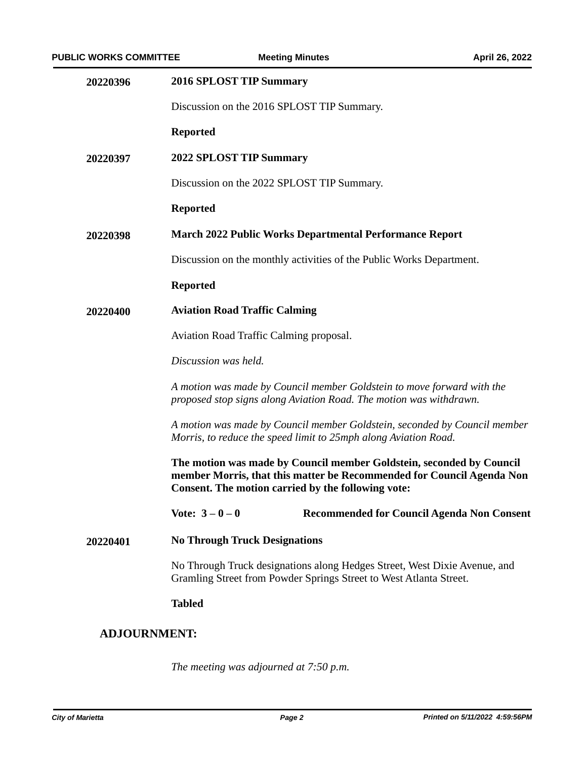**20220396** **2016 SPLOST TIP Summary**

Discussion on the 2016 SPLOST TIP Summary.

**Reported**

**20220397** **2022 SPLOST TIP Summary**

Discussion on the 2022 SPLOST TIP Summary.

**Reported**

**20220398** **March 2022 Public Works Departmental Performance Report**

Discussion on the monthly activities of the Public Works Department.

**Reported**

**20220400** **Aviation Road Traffic Calming**

Aviation Road Traffic Calming proposal.

*Discussion was held.*

*A motion was made by Council member Goldstein to move forward with the proposed stop signs along Aviation Road. The motion was withdrawn.*

*A motion was made by Council member Goldstein, seconded by Council member Morris, to reduce the speed limit to 25mph along Aviation Road.*

**The motion was made by Council member Goldstein, seconded by Council member Morris, that this matter be Recommended for Council Agenda Non Consent. The motion carried by the following vote:**

**Vote: 3 – 0 – 0** **Recommended for Council Agenda Non Consent**

**20220401** **No Through Truck Designations**

No Through Truck designations along Hedges Street, West Dixie Avenue, and Gramling Street from Powder Springs Street to West Atlanta Street.

**Tabled**

## ADJOURNMENT:

*The meeting was adjourned at 7:50 p.m.*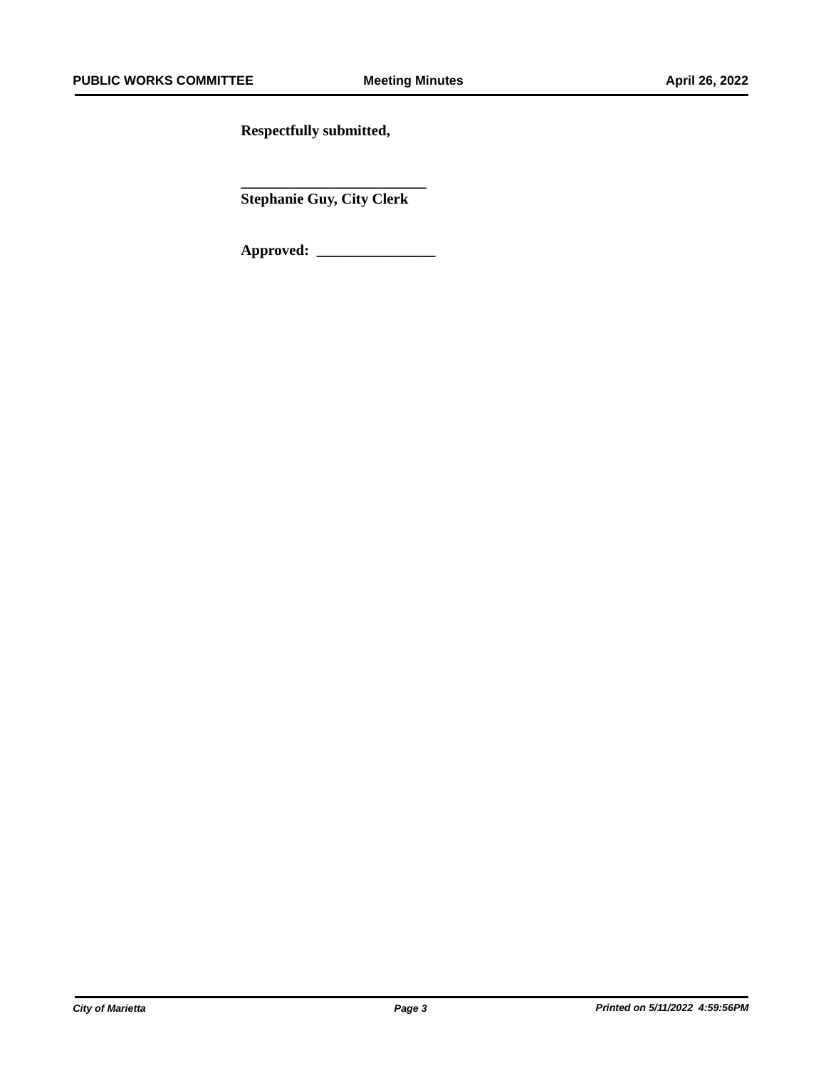**Respectfully submitted,**

**\_\_\_\_\_\_\_\_\_\_\_\_\_\_\_\_\_\_\_\_\_\_\_\_\_**
**Stephanie Guy, City Clerk**

**Approved: \_\_\_\_\_\_\_\_\_\_\_\_\_\_\_\_**